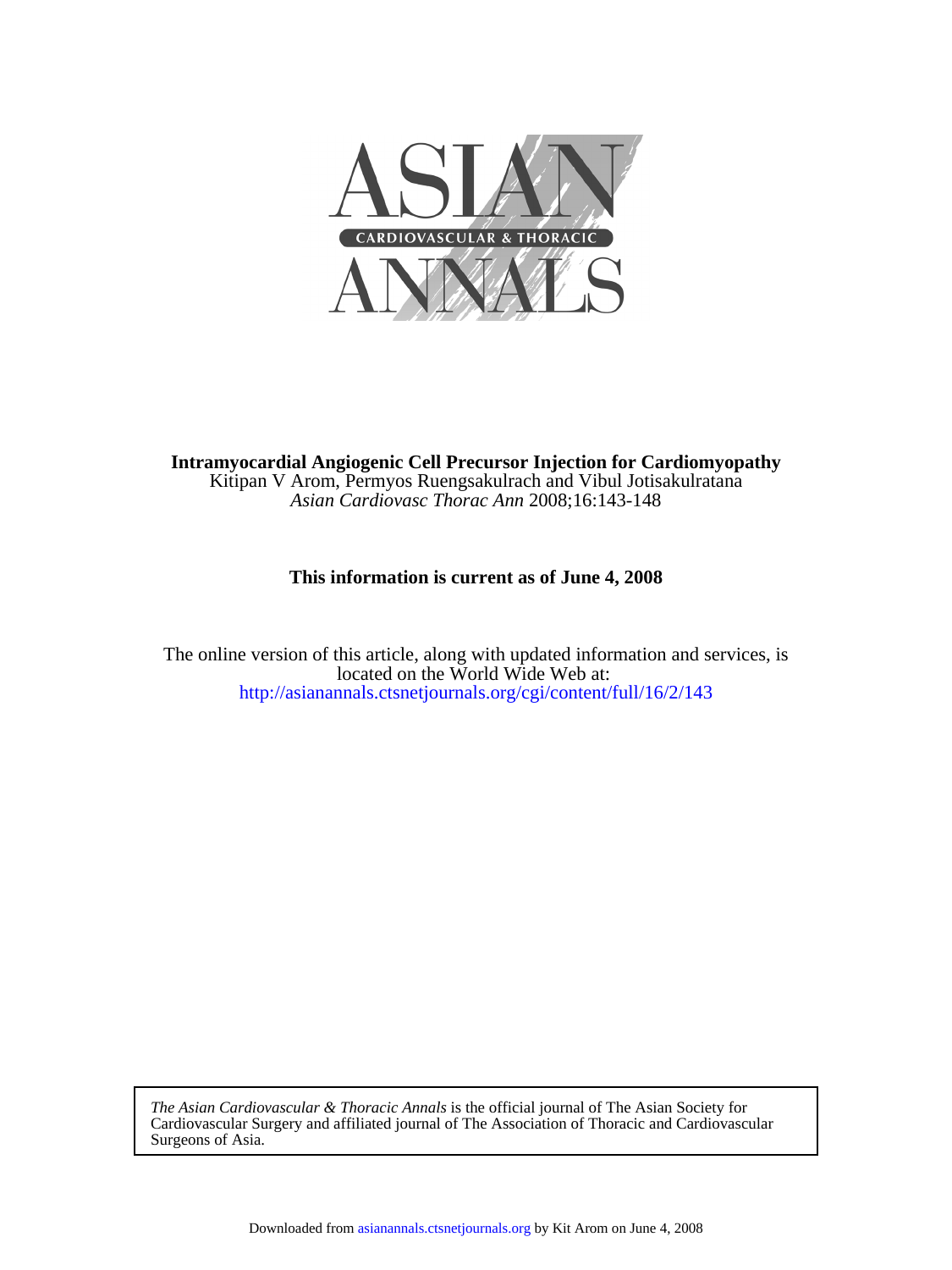# ASIAN CARDIOVASCULAR & THORACIC ANNALS

**Intramyocardial Angiogenic Cell Precursor Injection for Cardiomyopathy**

Kitipan V Arom, Permyos Ruengsakulrach and Vibul Jotisakulratana

*Asian Cardiovasc Thorac Ann* 2008;16:143-148

**This information is current as of June 4, 2008**

The online version of this article, along with updated information and services, is located on the World Wide Web at:
http://asianannals.ctsnetjournals.org/cgi/content/full/16/2/143

*The Asian Cardiovascular & Thoracic Annals* is the official journal of The Asian Society for Cardiovascular Surgery and affiliated journal of The Association of Thoracic and Cardiovascular Surgeons of Asia.

Downloaded from asianannals.ctsnetjournals.org by Kit Arom on June 4, 2008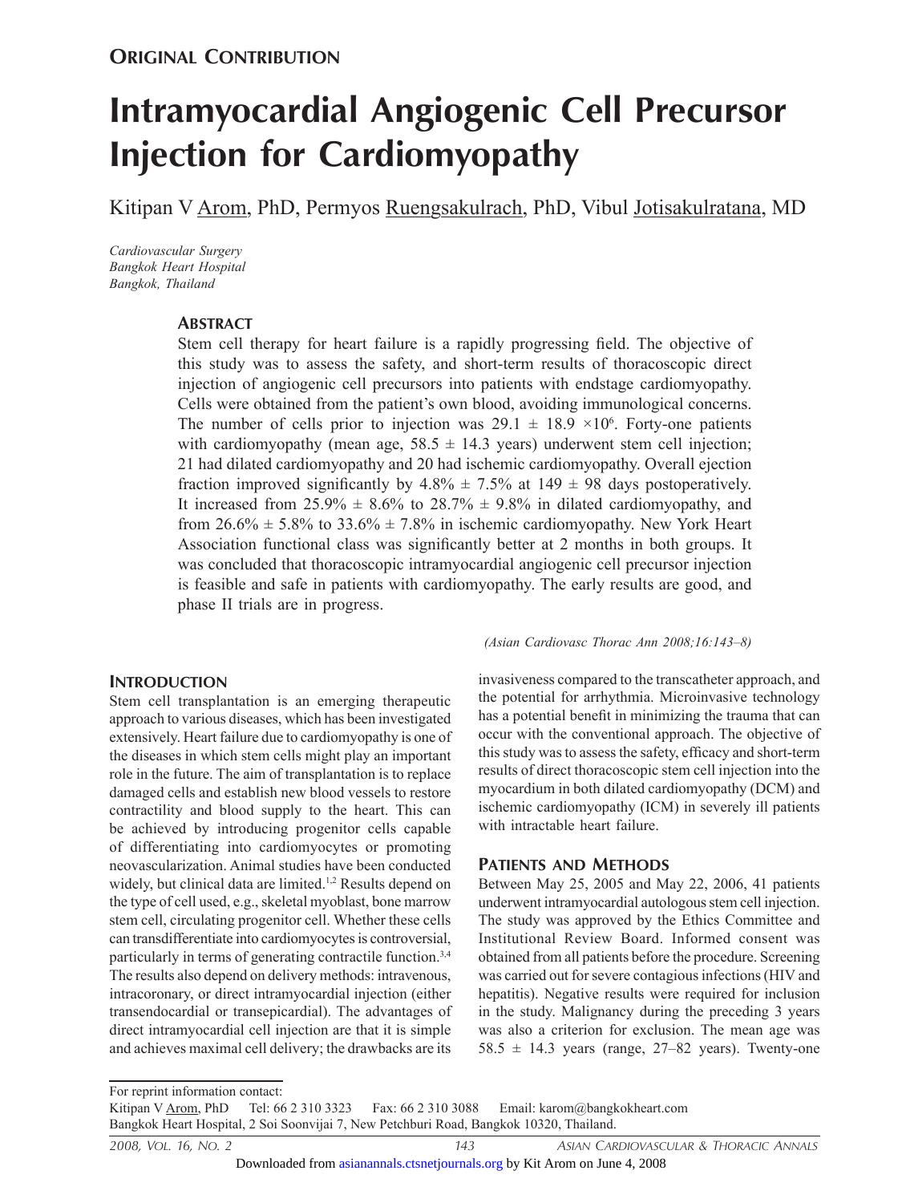## Original Contribution

# Intramyocardial Angiogenic Cell Precursor Injection for Cardiomyopathy

Kitipan V Arom, PhD, Permyos Ruengsakulrach, PhD, Vibul Jotisakulratana, MD

*Cardiovascular Surgery*
*Bangkok Heart Hospital*
*Bangkok, Thailand*

### Abstract

Stem cell therapy for heart failure is a rapidly progressing field. The objective of this study was to assess the safety, and short-term results of thoracoscopic direct injection of angiogenic cell precursors into patients with endstage cardiomyopathy. Cells were obtained from the patient's own blood, avoiding immunological concerns. The number of cells prior to injection was $29.1 \pm 18.9 \times 10^6$. Forty-one patients with cardiomyopathy (mean age, $58.5 \pm 14.3$ years) underwent stem cell injection; 21 had dilated cardiomyopathy and 20 had ischemic cardiomyopathy. Overall ejection fraction improved significantly by $4.8\% \pm 7.5\%$ at $149 \pm 98$ days postoperatively. It increased from $25.9\% \pm 8.6\%$ to $28.7\% \pm 9.8\%$ in dilated cardiomyopathy, and from $26.6\% \pm 5.8\%$ to $33.6\% \pm 7.8\%$ in ischemic cardiomyopathy. New York Heart Association functional class was significantly better at 2 months in both groups. It was concluded that thoracoscopic intramyocardial angiogenic cell precursor injection is feasible and safe in patients with cardiomyopathy. The early results are good, and phase II trials are in progress.

*(Asian Cardiovasc Thorac Ann 2008;16:143–8)*

### Introduction

Stem cell transplantation is an emerging therapeutic approach to various diseases, which has been investigated extensively. Heart failure due to cardiomyopathy is one of the diseases in which stem cells might play an important role in the future. The aim of transplantation is to replace damaged cells and establish new blood vessels to restore contractility and blood supply to the heart. This can be achieved by introducing progenitor cells capable of differentiating into cardiomyocytes or promoting neovascularization. Animal studies have been conducted widely, but clinical data are limited.[1,2] Results depend on the type of cell used, e.g., skeletal myoblast, bone marrow stem cell, circulating progenitor cell. Whether these cells can transdifferentiate into cardiomyocytes is controversial, particularly in terms of generating contractile function.[3,4] The results also depend on delivery methods: intravenous, intracoronary, or direct intramyocardial injection (either transendocardial or transepicardial). The advantages of direct intramyocardial cell injection are that it is simple and achieves maximal cell delivery; the drawbacks are its invasiveness compared to the transcatheter approach, and the potential for arrhythmia. Microinvasive technology has a potential benefit in minimizing the trauma that can occur with the conventional approach. The objective of this study was to assess the safety, efficacy and short-term results of direct thoracoscopic stem cell injection into the myocardium in both dilated cardiomyopathy (DCM) and ischemic cardiomyopathy (ICM) in severely ill patients with intractable heart failure.

### Patients and Methods

Between May 25, 2005 and May 22, 2006, 41 patients underwent intramyocardial autologous stem cell injection. The study was approved by the Ethics Committee and Institutional Review Board. Informed consent was obtained from all patients before the procedure. Screening was carried out for severe contagious infections (HIV and hepatitis). Negative results were required for inclusion in the study. Malignancy during the preceding 3 years was also a criterion for exclusion. The mean age was $58.5 \pm 14.3$ years (range, 27–82 years). Twenty-one

For reprint information contact:
Kitipan V Arom, PhD Tel: 66 2 310 3323 Fax: 66 2 310 3088 Email: karom@bangkokheart.com
Bangkok Heart Hospital, 2 Soi Soonvijai 7, New Petchburi Road, Bangkok 10320, Thailand.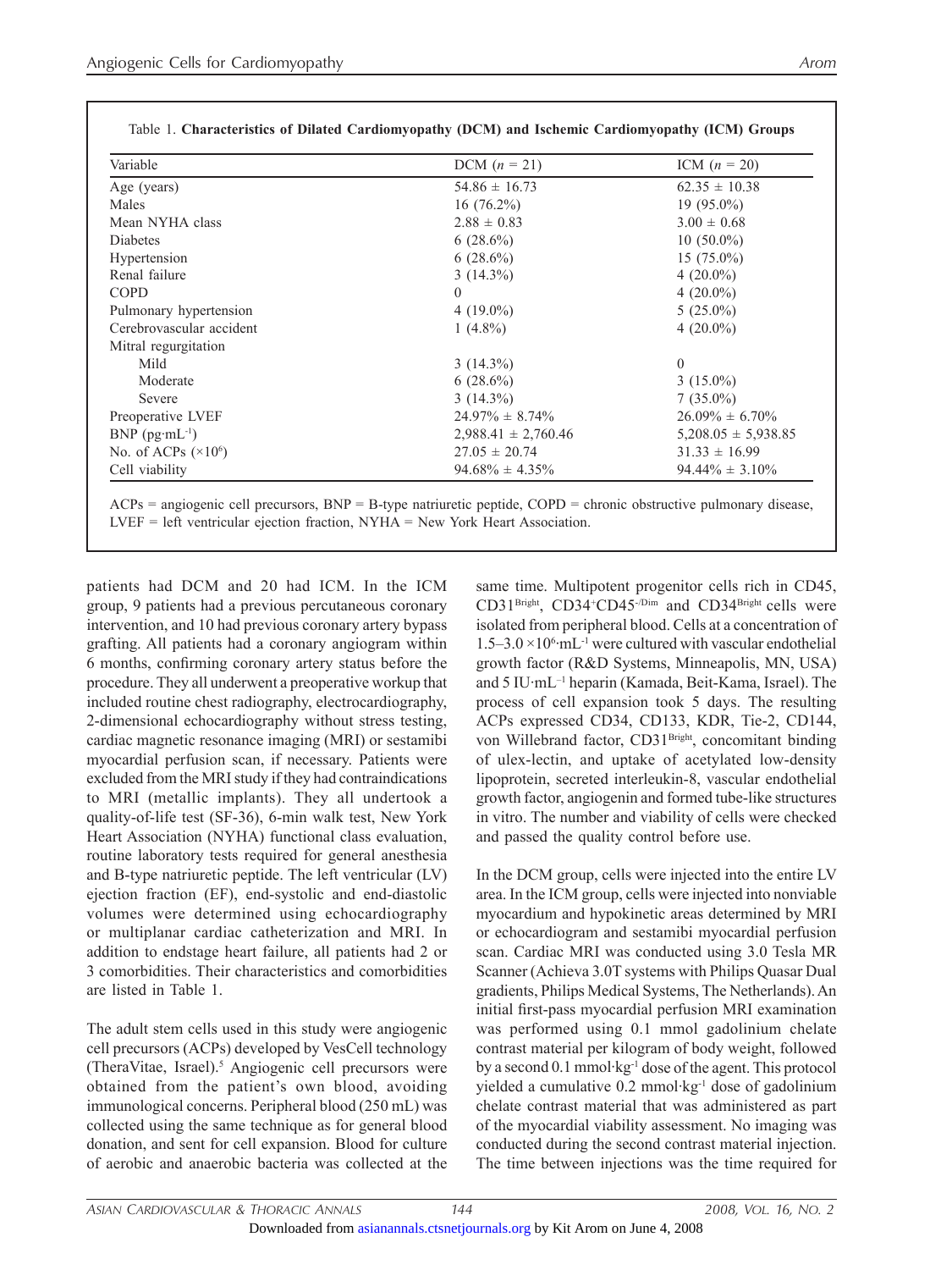Table 1. **Characteristics of Dilated Cardiomyopathy (DCM) and Ischemic Cardiomyopathy (ICM) Groups**

| Variable | DCM ($n$ = 21) | ICM ($n$ = 20) |
|---|---|---|
| Age (years) | 54.86 ± 16.73 | 62.35 ± 10.38 |
| Males | 16 (76.2%) | 19 (95.0%) |
| Mean NYHA class | 2.88 ± 0.83 | 3.00 ± 0.68 |
| Diabetes | 6 (28.6%) | 10 (50.0%) |
| Hypertension | 6 (28.6%) | 15 (75.0%) |
| Renal failure | 3 (14.3%) | 4 (20.0%) |
| COPD | 0 | 4 (20.0%) |
| Pulmonary hypertension | 4 (19.0%) | 5 (25.0%) |
| Cerebrovascular accident | 1 (4.8%) | 4 (20.0%) |
| Mitral regurgitation | | |
| Mild | 3 (14.3%) | 0 |
| Moderate | 6 (28.6%) | 3 (15.0%) |
| Severe | 3 (14.3%) | 7 (35.0%) |
| Preoperative LVEF | 24.97% ± 8.74% | 26.09% ± 6.70% |
| BNP ($pg{\cdot}mL^{-1}$) | 2,988.41 ± 2,760.46 | 5,208.05 ± 5,938.85 |
| No. of ACPs ($\times 10^6$) | 27.05 ± 20.74 | 31.33 ± 16.99 |
| Cell viability | 94.68% ± 4.35% | 94.44% ± 3.10% |

ACPs = angiogenic cell precursors, BNP = B-type natriuretic peptide, COPD = chronic obstructive pulmonary disease, LVEF = left ventricular ejection fraction, NYHA = New York Heart Association.

patients had DCM and 20 had ICM. In the ICM group, 9 patients had a previous percutaneous coronary intervention, and 10 had previous coronary artery bypass grafting. All patients had a coronary angiogram within 6 months, confirming coronary artery status before the procedure. They all underwent a preoperative workup that included routine chest radiography, electrocardiography, 2-dimensional echocardiography without stress testing, cardiac magnetic resonance imaging (MRI) or sestamibi myocardial perfusion scan, if necessary. Patients were excluded from the MRI study if they had contraindications to MRI (metallic implants). They all undertook a quality-of-life test (SF-36), 6-min walk test, New York Heart Association (NYHA) functional class evaluation, routine laboratory tests required for general anesthesia and B-type natriuretic peptide. The left ventricular (LV) ejection fraction (EF), end-systolic and end-diastolic volumes were determined using echocardiography or multiplanar cardiac catheterization and MRI. In addition to endstage heart failure, all patients had 2 or 3 comorbidities. Their characteristics and comorbidities are listed in Table 1.

The adult stem cells used in this study were angiogenic cell precursors (ACPs) developed by VesCell technology (TheraVitae, Israel).[5] Angiogenic cell precursors were obtained from the patient's own blood, avoiding immunological concerns. Peripheral blood (250 mL) was collected using the same technique as for general blood donation, and sent for cell expansion. Blood for culture of aerobic and anaerobic bacteria was collected at the same time. Multipotent progenitor cells rich in CD45, $CD31^{Bright}$, $CD34^{+}CD45^{-/Dim}$ and $CD34^{Bright}$ cells were isolated from peripheral blood. Cells at a concentration of $1.5–3.0 \times 10^6{\cdot}mL^{-1}$ were cultured with vascular endothelial growth factor (R&D Systems, Minneapolis, MN, USA) and 5 $IU{\cdot}mL^{-1}$ heparin (Kamada, Beit-Kama, Israel). The process of cell expansion took 5 days. The resulting ACPs expressed CD34, CD133, KDR, Tie-2, CD144, von Willebrand factor, $CD31^{Bright}$, concomitant binding of ulex-lectin, and uptake of acetylated low-density lipoprotein, secreted interleukin-8, vascular endothelial growth factor, angiogenin and formed tube-like structures in vitro. The number and viability of cells were checked and passed the quality control before use.

In the DCM group, cells were injected into the entire LV area. In the ICM group, cells were injected into nonviable myocardium and hypokinetic areas determined by MRI or echocardiogram and sestamibi myocardial perfusion scan. Cardiac MRI was conducted using 3.0 Tesla MR Scanner (Achieva 3.0T systems with Philips Quasar Dual gradients, Philips Medical Systems, The Netherlands). An initial first-pass myocardial perfusion MRI examination was performed using 0.1 mmol gadolinium chelate contrast material per kilogram of body weight, followed by a second 0.1 $mmol{\cdot}kg^{-1}$ dose of the agent. This protocol yielded a cumulative 0.2 $mmol{\cdot}kg^{-1}$ dose of gadolinium chelate contrast material that was administered as part of the myocardial viability assessment. No imaging was conducted during the second contrast material injection. The time between injections was the time required for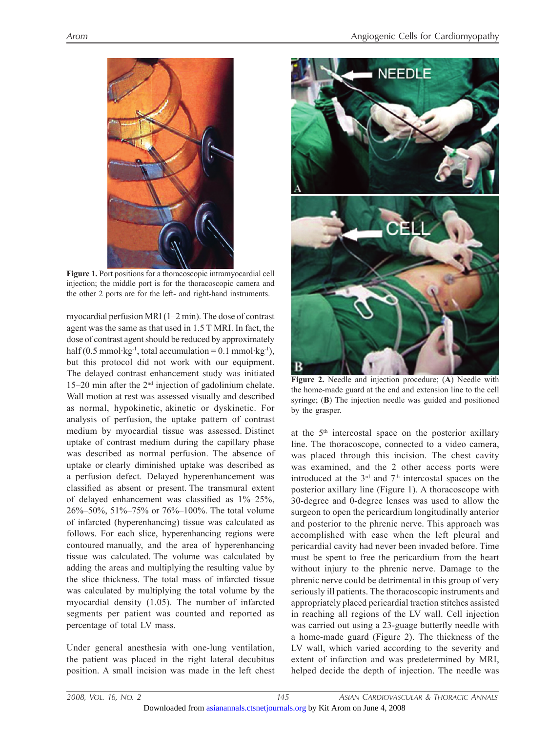**Figure 1.** Port positions for a thoracoscopic intramyocardial cell injection; the middle port is for the thoracoscopic camera and the other 2 ports are for the left- and right-hand instruments.

myocardial perfusion MRI (1–2 min). The dose of contrast agent was the same as that used in 1.5 T MRI. In fact, the dose of contrast agent should be reduced by approximately half (0.5 mmol·kg$^{-1}$, total accumulation = 0.1 mmol·kg$^{-1}$), but this protocol did not work with our equipment. The delayed contrast enhancement study was initiated 15–20 min after the 2nd injection of gadolinium chelate. Wall motion at rest was assessed visually and described as normal, hypokinetic, akinetic or dyskinetic. For analysis of perfusion, the uptake pattern of contrast medium by myocardial tissue was assessed. Distinct uptake of contrast medium during the capillary phase was described as normal perfusion. The absence of uptake or clearly diminished uptake was described as a perfusion defect. Delayed hyperenhancement was classified as absent or present. The transmural extent of delayed enhancement was classified as 1%–25%, 26%–50%, 51%–75% or 76%–100%. The total volume of infarcted (hyperenhancing) tissue was calculated as follows. For each slice, hyperenhancing regions were contoured manually, and the area of hyperenhancing tissue was calculated. The volume was calculated by adding the areas and multiplying the resulting value by the slice thickness. The total mass of infarcted tissue was calculated by multiplying the total volume by the myocardial density (1.05). The number of infarcted segments per patient was counted and reported as percentage of total LV mass.

Under general anesthesia with one-lung ventilation, the patient was placed in the right lateral decubitus position. A small incision was made in the left chest at the 5th intercostal space on the posterior axillary line. The thoracoscope, connected to a video camera, was placed through this incision. The chest cavity was examined, and the 2 other access ports were introduced at the 3rd and 7th intercostal spaces on the posterior axillary line (Figure 1). A thoracoscope with 30-degree and 0-degree lenses was used to allow the surgeon to open the pericardium longitudinally anterior and posterior to the phrenic nerve. This approach was accomplished with ease when the left pleural and pericardial cavity had never been invaded before. Time must be spent to free the pericardium from the heart without injury to the phrenic nerve. Damage to the phrenic nerve could be detrimental in this group of very seriously ill patients. The thoracoscopic instruments and appropriately placed pericardial traction stitches assisted in reaching all regions of the LV wall. Cell injection was carried out using a 23-guage butterfly needle with a home-made guard (Figure 2). The thickness of the LV wall, which varied according to the severity and extent of infarction and was predetermined by MRI, helped decide the depth of injection. The needle was

**Figure 2.** Needle and injection procedure; (**A**) Needle with the home-made guard at the end and extension line to the cell syringe; (**B**) The injection needle was guided and positioned by the grasper.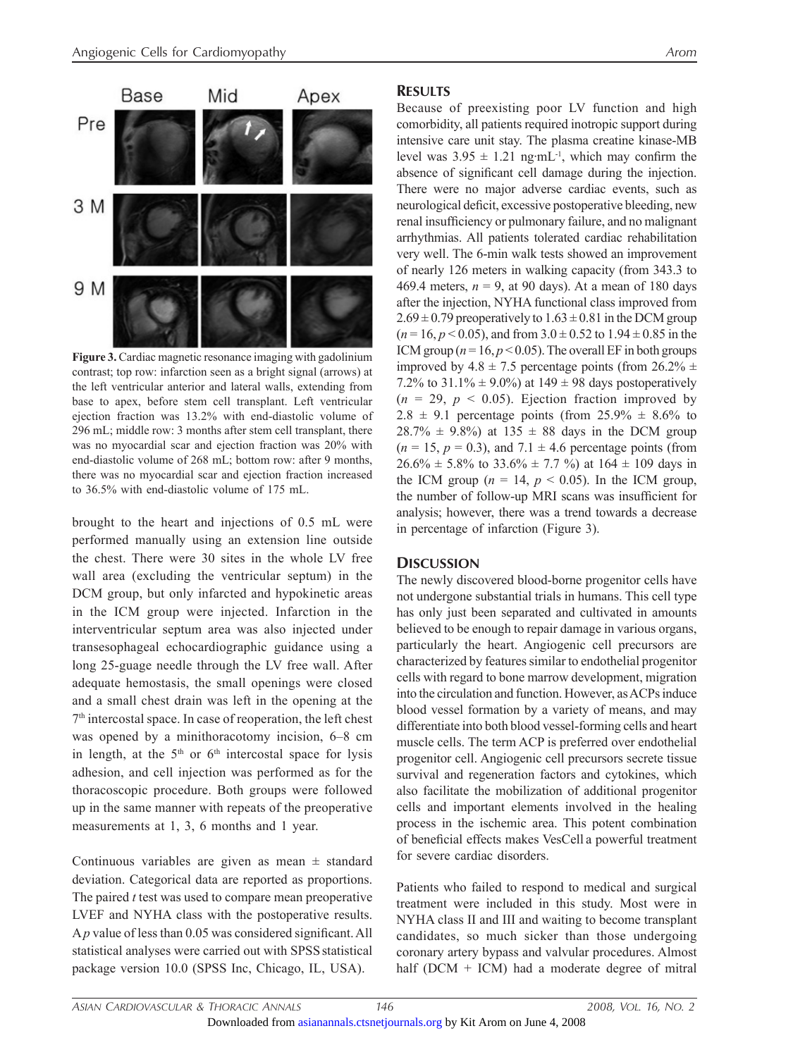Figure 3. Cardiac magnetic resonance imaging with gadolinium contrast; top row: infarction seen as a bright signal (arrows) at the left ventricular anterior and lateral walls, extending from base to apex, before stem cell transplant. Left ventricular ejection fraction was 13.2% with end-diastolic volume of 296 mL; middle row: 3 months after stem cell transplant, there was no myocardial scar and ejection fraction was 20% with end-diastolic volume of 268 mL; bottom row: after 9 months, there was no myocardial scar and ejection fraction increased to 36.5% with end-diastolic volume of 175 mL.

brought to the heart and injections of 0.5 mL were performed manually using an extension line outside the chest. There were 30 sites in the whole LV free wall area (excluding the ventricular septum) in the DCM group, but only infarcted and hypokinetic areas in the ICM group were injected. Infarction in the interventricular septum area was also injected under transesophageal echocardiographic guidance using a long 25-guage needle through the LV free wall. After adequate hemostasis, the small openings were closed and a small chest drain was left in the opening at the 7th intercostal space. In case of reoperation, the left chest was opened by a minithoracotomy incision, 6–8 cm in length, at the 5th or 6th intercostal space for lysis adhesion, and cell injection was performed as for the thoracoscopic procedure. Both groups were followed up in the same manner with repeats of the preoperative measurements at 1, 3, 6 months and 1 year.

Continuous variables are given as mean ± standard deviation. Categorical data are reported as proportions. The paired *t* test was used to compare mean preoperative LVEF and NYHA class with the postoperative results. A *p* value of less than 0.05 was considered significant. All statistical analyses were carried out with SPSS statistical package version 10.0 (SPSS Inc, Chicago, IL, USA).

## Results

Because of preexisting poor LV function and high comorbidity, all patients required inotropic support during intensive care unit stay. The plasma creatine kinase-MB level was 3.95 ± 1.21 ng·mL$^{-1}$, which may confirm the absence of significant cell damage during the injection. There were no major adverse cardiac events, such as neurological deficit, excessive postoperative bleeding, new renal insufficiency or pulmonary failure, and no malignant arrhythmias. All patients tolerated cardiac rehabilitation very well. The 6-min walk tests showed an improvement of nearly 126 meters in walking capacity (from 343.3 to 469.4 meters, $n = 9$, at 90 days). At a mean of 180 days after the injection, NYHA functional class improved from 2.69 ± 0.79 preoperatively to 1.63 ± 0.81 in the DCM group ($n = 16, p < 0.05$), and from 3.0 ± 0.52 to 1.94 ± 0.85 in the ICM group ($n = 16, p < 0.05$). The overall EF in both groups improved by 4.8 ± 7.5 percentage points (from 26.2% ± 7.2% to 31.1% ± 9.0%) at 149 ± 98 days postoperatively ($n = 29$, $p < 0.05$). Ejection fraction improved by 2.8 ± 9.1 percentage points (from 25.9% ± 8.6% to 28.7% ± 9.8%) at 135 ± 88 days in the DCM group ($n = 15$, $p = 0.3$), and 7.1 ± 4.6 percentage points (from 26.6% ± 5.8% to 33.6% ± 7.7 %) at 164 ± 109 days in the ICM group ($n = 14$, $p < 0.05$). In the ICM group, the number of follow-up MRI scans was insufficient for analysis; however, there was a trend towards a decrease in percentage of infarction (Figure 3).

## Discussion

The newly discovered blood-borne progenitor cells have not undergone substantial trials in humans. This cell type has only just been separated and cultivated in amounts believed to be enough to repair damage in various organs, particularly the heart. Angiogenic cell precursors are characterized by features similar to endothelial progenitor cells with regard to bone marrow development, migration into the circulation and function. However, as ACPs induce blood vessel formation by a variety of means, and may differentiate into both blood vessel-forming cells and heart muscle cells. The term ACP is preferred over endothelial progenitor cell. Angiogenic cell precursors secrete tissue survival and regeneration factors and cytokines, which also facilitate the mobilization of additional progenitor cells and important elements involved in the healing process in the ischemic area. This potent combination of beneficial effects makes VesCell a powerful treatment for severe cardiac disorders.

Patients who failed to respond to medical and surgical treatment were included in this study. Most were in NYHA class II and III and waiting to become transplant candidates, so much sicker than those undergoing coronary artery bypass and valvular procedures. Almost half (DCM + ICM) had a moderate degree of mitral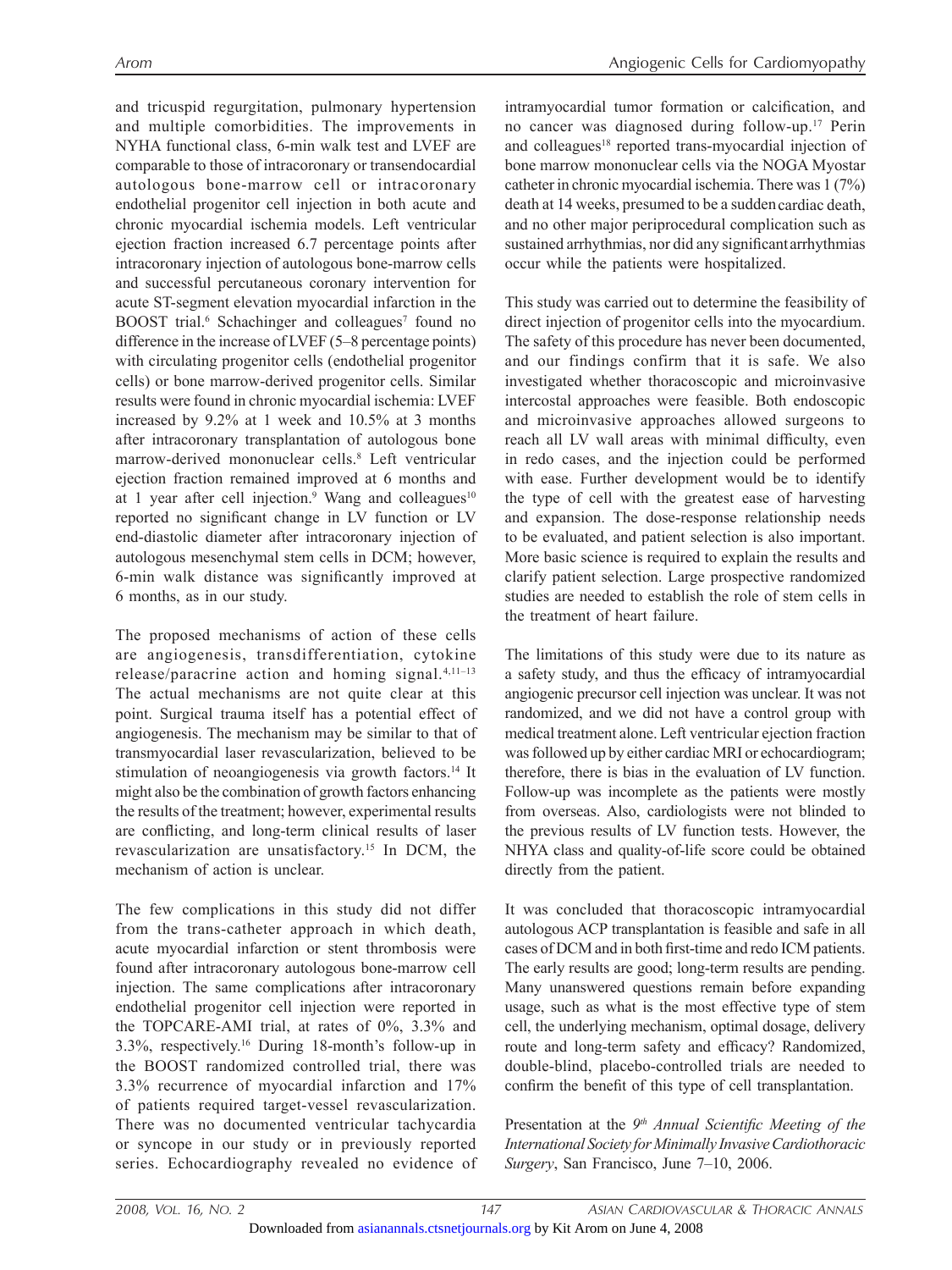and tricuspid regurgitation, pulmonary hypertension and multiple comorbidities. The improvements in NYHA functional class, 6-min walk test and LVEF are comparable to those of intracoronary or transendocardial autologous bone-marrow cell or intracoronary endothelial progenitor cell injection in both acute and chronic myocardial ischemia models. Left ventricular ejection fraction increased 6.7 percentage points after intracoronary injection of autologous bone-marrow cells and successful percutaneous coronary intervention for acute ST-segment elevation myocardial infarction in the BOOST trial.[6] Schachinger and colleagues[7] found no difference in the increase of LVEF (5–8 percentage points) with circulating progenitor cells (endothelial progenitor cells) or bone marrow-derived progenitor cells. Similar results were found in chronic myocardial ischemia: LVEF increased by 9.2% at 1 week and 10.5% at 3 months after intracoronary transplantation of autologous bone marrow-derived mononuclear cells.[8] Left ventricular ejection fraction remained improved at 6 months and at 1 year after cell injection.[9] Wang and colleagues[10] reported no significant change in LV function or LV end-diastolic diameter after intracoronary injection of autologous mesenchymal stem cells in DCM; however, 6-min walk distance was significantly improved at 6 months, as in our study.

The proposed mechanisms of action of these cells are angiogenesis, transdifferentiation, cytokine release/paracrine action and homing signal.[4,11–13] The actual mechanisms are not quite clear at this point. Surgical trauma itself has a potential effect of angiogenesis. The mechanism may be similar to that of transmyocardial laser revascularization, believed to be stimulation of neoangiogenesis via growth factors.[14] It might also be the combination of growth factors enhancing the results of the treatment; however, experimental results are conflicting, and long-term clinical results of laser revascularization are unsatisfactory.[15] In DCM, the mechanism of action is unclear.

The few complications in this study did not differ from the trans-catheter approach in which death, acute myocardial infarction or stent thrombosis were found after intracoronary autologous bone-marrow cell injection. The same complications after intracoronary endothelial progenitor cell injection were reported in the TOPCARE-AMI trial, at rates of 0%, 3.3% and 3.3%, respectively.[16] During 18-month's follow-up in the BOOST randomized controlled trial, there was 3.3% recurrence of myocardial infarction and 17% of patients required target-vessel revascularization. There was no documented ventricular tachycardia or syncope in our study or in previously reported series. Echocardiography revealed no evidence of intramyocardial tumor formation or calcification, and no cancer was diagnosed during follow-up.[17] Perin and colleagues[18] reported trans-myocardial injection of bone marrow mononuclear cells via the NOGA Myostar catheter in chronic myocardial ischemia. There was 1 (7%) death at 14 weeks, presumed to be a sudden cardiac death, and no other major periprocedural complication such as sustained arrhythmias, nor did any significant arrhythmias occur while the patients were hospitalized.

This study was carried out to determine the feasibility of direct injection of progenitor cells into the myocardium. The safety of this procedure has never been documented, and our findings confirm that it is safe. We also investigated whether thoracoscopic and microinvasive intercostal approaches were feasible. Both endoscopic and microinvasive approaches allowed surgeons to reach all LV wall areas with minimal difficulty, even in redo cases, and the injection could be performed with ease. Further development would be to identify the type of cell with the greatest ease of harvesting and expansion. The dose-response relationship needs to be evaluated, and patient selection is also important. More basic science is required to explain the results and clarify patient selection. Large prospective randomized studies are needed to establish the role of stem cells in the treatment of heart failure.

The limitations of this study were due to its nature as a safety study, and thus the efficacy of intramyocardial angiogenic precursor cell injection was unclear. It was not randomized, and we did not have a control group with medical treatment alone. Left ventricular ejection fraction was followed up by either cardiac MRI or echocardiogram; therefore, there is bias in the evaluation of LV function. Follow-up was incomplete as the patients were mostly from overseas. Also, cardiologists were not blinded to the previous results of LV function tests. However, the NHYA class and quality-of-life score could be obtained directly from the patient.

It was concluded that thoracoscopic intramyocardial autologous ACP transplantation is feasible and safe in all cases of DCM and in both first-time and redo ICM patients. The early results are good; long-term results are pending. Many unanswered questions remain before expanding usage, such as what is the most effective type of stem cell, the underlying mechanism, optimal dosage, delivery route and long-term safety and efficacy? Randomized, double-blind, placebo-controlled trials are needed to confirm the benefit of this type of cell transplantation.

Presentation at the *9th Annual Scientific Meeting of the International Society for Minimally Invasive Cardiothoracic Surgery*, San Francisco, June 7–10, 2006.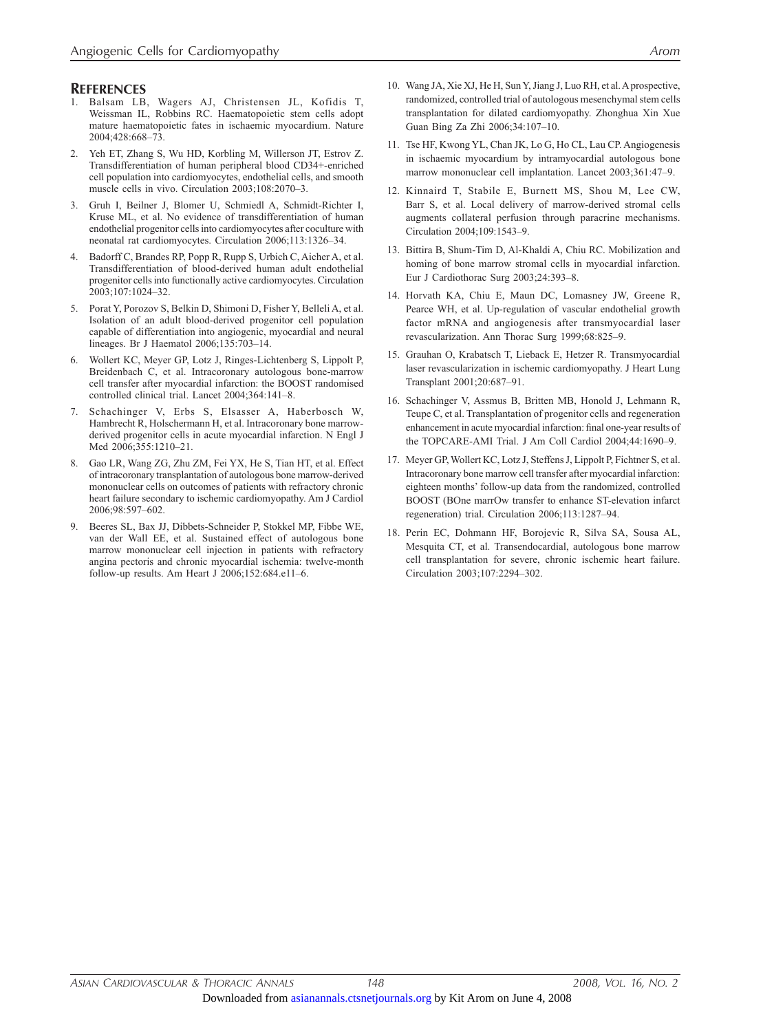## References

1. Balsam LB, Wagers AJ, Christensen JL, Kofidis T, Weissman IL, Robbins RC. Haematopoietic stem cells adopt mature haematopoietic fates in ischaemic myocardium. Nature 2004;428:668–73.
2. Yeh ET, Zhang S, Wu HD, Korbling M, Willerson JT, Estrov Z. Transdifferentiation of human peripheral blood CD34+-enriched cell population into cardiomyocytes, endothelial cells, and smooth muscle cells in vivo. Circulation 2003;108:2070–3.
3. Gruh I, Beilner J, Blomer U, Schmiedl A, Schmidt-Richter I, Kruse ML, et al. No evidence of transdifferentiation of human endothelial progenitor cells into cardiomyocytes after coculture with neonatal rat cardiomyocytes. Circulation 2006;113:1326–34.
4. Badorff C, Brandes RP, Popp R, Rupp S, Urbich C, Aicher A, et al. Transdifferentiation of blood-derived human adult endothelial progenitor cells into functionally active cardiomyocytes. Circulation 2003;107:1024–32.
5. Porat Y, Porozov S, Belkin D, Shimoni D, Fisher Y, Belleli A, et al. Isolation of an adult blood-derived progenitor cell population capable of differentiation into angiogenic, myocardial and neural lineages. Br J Haematol 2006;135:703–14.
6. Wollert KC, Meyer GP, Lotz J, Ringes-Lichtenberg S, Lippolt P, Breidenbach C, et al. Intracoronary autologous bone-marrow cell transfer after myocardial infarction: the BOOST randomised controlled clinical trial. Lancet 2004;364:141–8.
7. Schachinger V, Erbs S, Elsasser A, Haberbosch W, Hambrecht R, Holschermann H, et al. Intracoronary bone marrow-derived progenitor cells in acute myocardial infarction. N Engl J Med 2006;355:1210–21.
8. Gao LR, Wang ZG, Zhu ZM, Fei YX, He S, Tian HT, et al. Effect of intracoronary transplantation of autologous bone marrow-derived mononuclear cells on outcomes of patients with refractory chronic heart failure secondary to ischemic cardiomyopathy. Am J Cardiol 2006;98:597–602.
9. Beeres SL, Bax JJ, Dibbets-Schneider P, Stokkel MP, Fibbe WE, van der Wall EE, et al. Sustained effect of autologous bone marrow mononuclear cell injection in patients with refractory angina pectoris and chronic myocardial ischemia: twelve-month follow-up results. Am Heart J 2006;152:684.e11–6.
10. Wang JA, Xie XJ, He H, Sun Y, Jiang J, Luo RH, et al. A prospective, randomized, controlled trial of autologous mesenchymal stem cells transplantation for dilated cardiomyopathy. Zhonghua Xin Xue Guan Bing Za Zhi 2006;34:107–10.
11. Tse HF, Kwong YL, Chan JK, Lo G, Ho CL, Lau CP. Angiogenesis in ischaemic myocardium by intramyocardial autologous bone marrow mononuclear cell implantation. Lancet 2003;361:47–9.
12. Kinnaird T, Stabile E, Burnett MS, Shou M, Lee CW, Barr S, et al. Local delivery of marrow-derived stromal cells augments collateral perfusion through paracrine mechanisms. Circulation 2004;109:1543–9.
13. Bittira B, Shum-Tim D, Al-Khaldi A, Chiu RC. Mobilization and homing of bone marrow stromal cells in myocardial infarction. Eur J Cardiothorac Surg 2003;24:393–8.
14. Horvath KA, Chiu E, Maun DC, Lomasney JW, Greene R, Pearce WH, et al. Up-regulation of vascular endothelial growth factor mRNA and angiogenesis after transmyocardial laser revascularization. Ann Thorac Surg 1999;68:825–9.
15. Grauhan O, Krabatsch T, Lieback E, Hetzer R. Transmyocardial laser revascularization in ischemic cardiomyopathy. J Heart Lung Transplant 2001;20:687–91.
16. Schachinger V, Assmus B, Britten MB, Honold J, Lehmann R, Teupe C, et al. Transplantation of progenitor cells and regeneration enhancement in acute myocardial infarction: final one-year results of the TOPCARE-AMI Trial. J Am Coll Cardiol 2004;44:1690–9.
17. Meyer GP, Wollert KC, Lotz J, Steffens J, Lippolt P, Fichtner S, et al. Intracoronary bone marrow cell transfer after myocardial infarction: eighteen months' follow-up data from the randomized, controlled BOOST (BOne marrOw transfer to enhance ST-elevation infarct regeneration) trial. Circulation 2006;113:1287–94.
18. Perin EC, Dohmann HF, Borojevic R, Silva SA, Sousa AL, Mesquita CT, et al. Transendocardial, autologous bone marrow cell transplantation for severe, chronic ischemic heart failure. Circulation 2003;107:2294–302.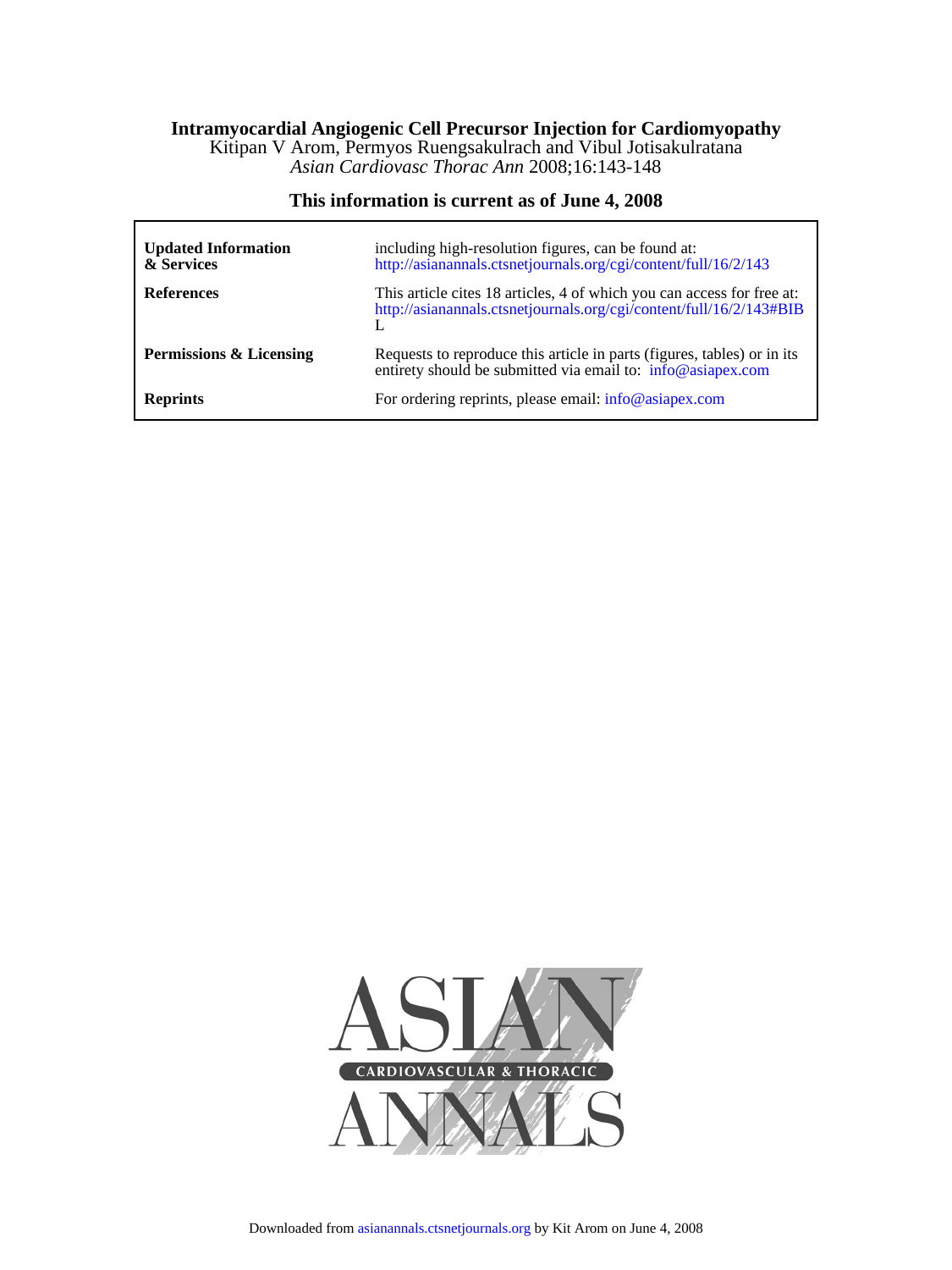**Intramyocardial Angiogenic Cell Precursor Injection for Cardiomyopathy**

Kitipan V Arom, Permyos Ruengsakulrach and Vibul Jotisakulratana

*Asian Cardiovasc Thorac Ann* 2008;16:143-148

**This information is current as of June 4, 2008**

| | |
|---|---|
| **Updated Information & Services** | including high-resolution figures, can be found at: http://asianannals.ctsnetjournals.org/cgi/content/full/16/2/143 |
| **References** | This article cites 18 articles, 4 of which you can access for free at: http://asianannals.ctsnetjournals.org/cgi/content/full/16/2/143#BIBL |
| **Permissions & Licensing** | Requests to reproduce this article in parts (figures, tables) or in its entirety should be submitted via email to: info@asiapex.com |
| **Reprints** | For ordering reprints, please email: info@asiapex.com |

ASIAN CARDIOVASCULAR & THORACIC ANNALS

Downloaded from asianannals.ctsnetjournals.org by Kit Arom on June 4, 2008